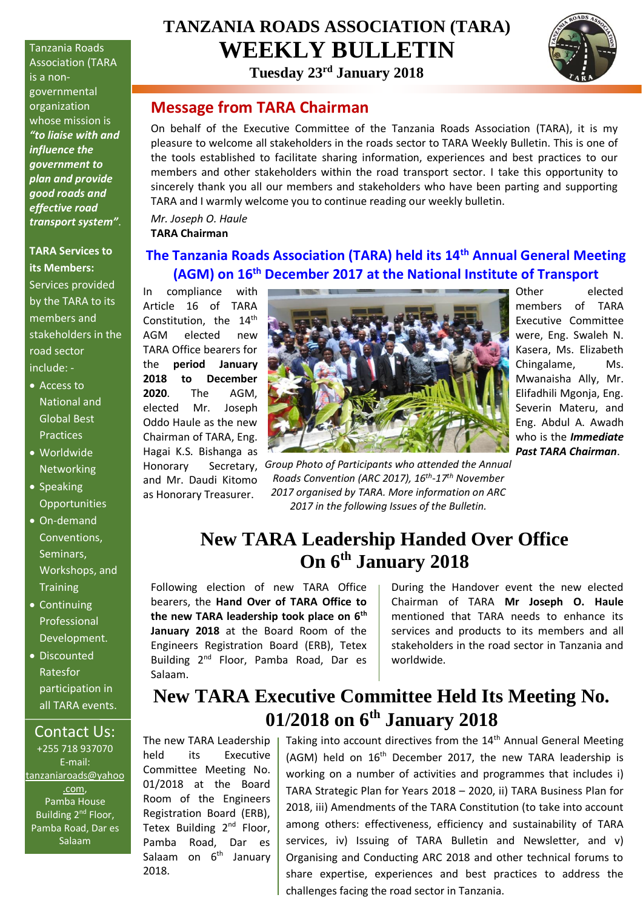# TANZANIA ROADS ASSOCIATION (TARA)
# WEEKLY BULLETIN

**Tuesday 23rd January 2018**

Tanzania Roads Association (TARA is a non-governmental organization whose mission is ***"to liaise with and influence the government to plan and provide good roads and effective road transport system"***.

**TARA Services to its Members:**

Services provided by the TARA to its members and stakeholders in the road sector include: -

- Access to National and Global Best Practices
- Worldwide Networking
- Speaking Opportunities
- On-demand Conventions, Seminars, Workshops, and Training
- Continuing Professional Development.
- Discounted Ratesfor participation in all TARA events.

**Contact Us:**

+255 718 937070
E-mail: tanzaniaroads@yahoo.com,
Pamba House Building 2nd Floor, Pamba Road, Dar es Salaam

## Message from TARA Chairman

On behalf of the Executive Committee of the Tanzania Roads Association (TARA), it is my pleasure to welcome all stakeholders in the roads sector to TARA Weekly Bulletin. This is one of the tools established to facilitate sharing information, experiences and best practices to our members and other stakeholders within the road transport sector. I take this opportunity to sincerely thank you all our members and stakeholders who have been parting and supporting TARA and I warmly welcome you to continue reading our weekly bulletin.

*Mr. Joseph O. Haule*
**TARA Chairman**

## The Tanzania Roads Association (TARA) held its 14th Annual General Meeting (AGM) on 16th December 2017 at the National Institute of Transport

In compliance with Article 16 of TARA Constitution, the 14th AGM elected new TARA Office bearers for the **period January 2018 to December 2020**. The AGM, elected Mr. Joseph Oddo Haule as the new Chairman of TARA, Eng. Hagai K.S. Bishanga as Honorary Secretary, and Mr. Daudi Kitomo as Honorary Treasurer.

*Group Photo of Participants who attended the Annual Roads Convention (ARC 2017), 16th-17th November 2017 organised by TARA. More information on ARC 2017 in the following Issues of the Bulletin.*

Other elected members of TARA Executive Committee were, Eng. Swaleh N. Kasera, Ms. Elizabeth Chingalame, Ms. Mwanaisha Ally, Mr. Elifadhili Mgonja, Eng. Severin Materu, and Eng. Abdul A. Awadh who is the ***Immediate Past TARA Chairman***.

## New TARA Leadership Handed Over Office On 6th January 2018

Following election of new TARA Office bearers, the **Hand Over of TARA Office to the new TARA leadership took place on 6th January 2018** at the Board Room of the Engineers Registration Board (ERB), Tetex Building 2nd Floor, Pamba Road, Dar es Salaam.

During the Handover event the new elected Chairman of TARA **Mr Joseph O. Haule** mentioned that TARA needs to enhance its services and products to its members and all stakeholders in the road sector in Tanzania and worldwide.

## New TARA Executive Committee Held Its Meeting No. 01/2018 on 6th January 2018

The new TARA Leadership held its Executive Committee Meeting No. 01/2018 at the Board Room of the Engineers Registration Board (ERB), Tetex Building 2nd Floor, Pamba Road, Dar es Salaam on 6th January 2018.

Taking into account directives from the 14th Annual General Meeting (AGM) held on 16th December 2017, the new TARA leadership is working on a number of activities and programmes that includes i) TARA Strategic Plan for Years 2018 – 2020, ii) TARA Business Plan for 2018, iii) Amendments of the TARA Constitution (to take into account among others: effectiveness, efficiency and sustainability of TARA services, iv) Issuing of TARA Bulletin and Newsletter, and v) Organising and Conducting ARC 2018 and other technical forums to share expertise, experiences and best practices to address the challenges facing the road sector in Tanzania.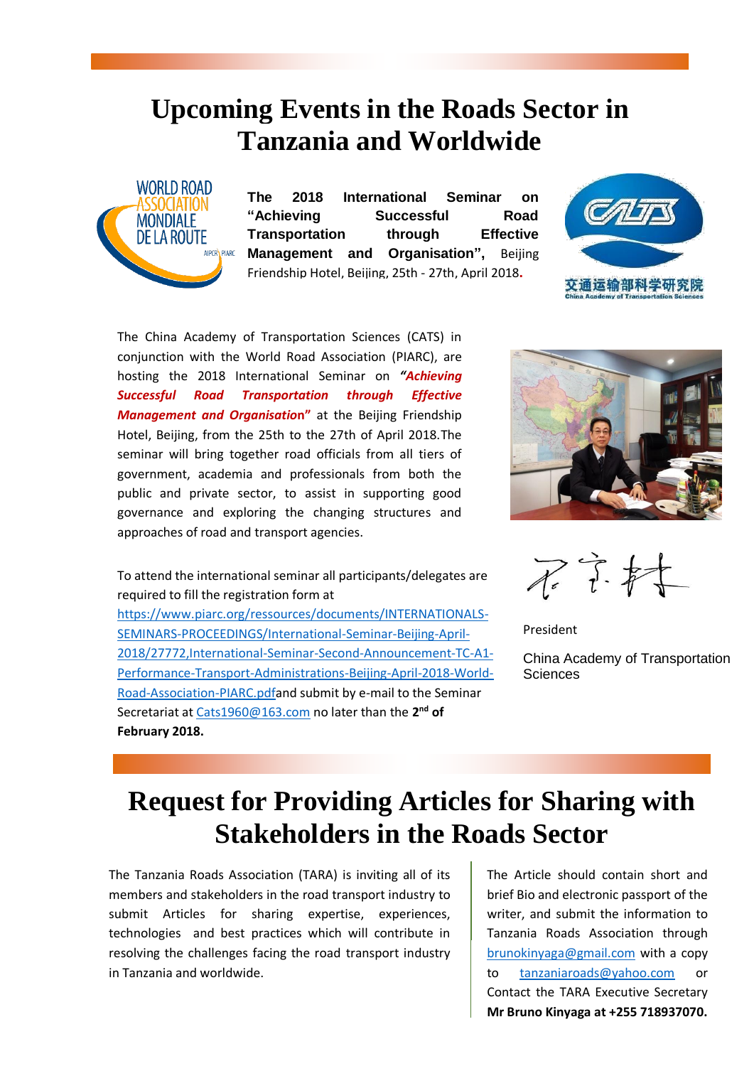# Upcoming Events in the Roads Sector in Tanzania and Worldwide

**The 2018 International Seminar on "Achieving Successful Road Transportation through Effective Management and Organisation",** Beijing Friendship Hotel, Beijing, 25th - 27th, April 2018.

The China Academy of Transportation Sciences (CATS) in conjunction with the World Road Association (PIARC), are hosting the 2018 International Seminar on ***"Achieving Successful Road Transportation through Effective Management and Organisation"*** at the Beijing Friendship Hotel, Beijing, from the 25th to the 27th of April 2018.The seminar will bring together road officials from all tiers of government, academia and professionals from both the public and private sector, to assist in supporting good governance and exploring the changing structures and approaches of road and transport agencies.

To attend the international seminar all participants/delegates are required to fill the registration form at https://www.piarc.org/ressources/documents/INTERNATIONALS-SEMINARS-PROCEEDINGS/International-Seminar-Beijing-April-2018/27772,International-Seminar-Second-Announcement-TC-A1-Performance-Transport-Administrations-Beijing-April-2018-World-Road-Association-PIARC.pdfand submit by e-mail to the Seminar Secretariat at Cats1960@163.com no later than the **2nd of February 2018.**

President

China Academy of Transportation Sciences

# Request for Providing Articles for Sharing with Stakeholders in the Roads Sector

The Tanzania Roads Association (TARA) is inviting all of its members and stakeholders in the road transport industry to submit Articles for sharing expertise, experiences, technologies and best practices which will contribute in resolving the challenges facing the road transport industry in Tanzania and worldwide.

The Article should contain short and brief Bio and electronic passport of the writer, and submit the information to Tanzania Roads Association through brunokinyaga@gmail.com with a copy to tanzaniaroads@yahoo.com or Contact the TARA Executive Secretary **Mr Bruno Kinyaga at +255 718937070.**